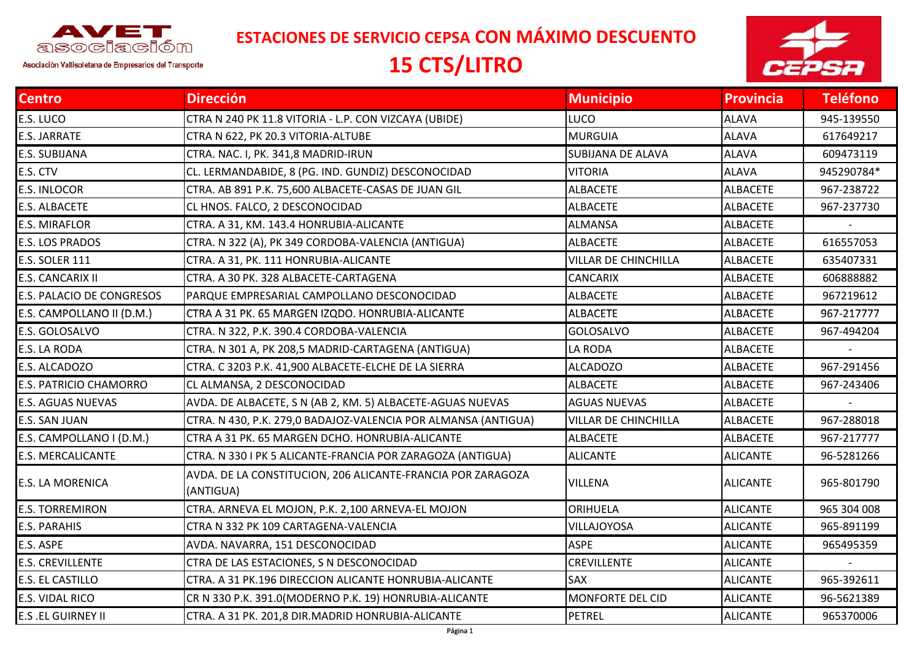AVET asociación

Asociación Vallisoletana de Empresarios del Transporte

# ESTACIONES DE SERVICIO CEPSA CON MÁXIMO DESCUENTO

# 15 CTS/LITRO

CEPSA

| Centro | Dirección | Municipio | Provincia | Teléfono |
|---|---|---|---|---|
| E.S. LUCO | CTRA N 240 PK 11.8 VITORIA - L.P. CON VIZCAYA (UBIDE) | LUCO | ALAVA | 945-139550 |
| E.S. JARRATE | CTRA N 622, PK 20.3 VITORIA-ALTUBE | MURGUIA | ALAVA | 617649217 |
| E.S. SUBIJANA | CTRA. NAC. I, PK. 341,8 MADRID-IRUN | SUBIJANA DE ALAVA | ALAVA | 609473119 |
| E.S. CTV | CL. LERMANDABIDE, 8 (PG. IND. GUNDIZ) DESCONOCIDAD | VITORIA | ALAVA | 945290784* |
| E.S. INLOCOR | CTRA. AB 891 P.K. 75,600 ALBACETE-CASAS DE JUAN GIL | ALBACETE | ALBACETE | 967-238722 |
| E.S. ALBACETE | CL HNOS. FALCO, 2 DESCONOCIDAD | ALBACETE | ALBACETE | 967-237730 |
| E.S. MIRAFLOR | CTRA. A 31, KM. 143.4 HONRUBIA-ALICANTE | ALMANSA | ALBACETE | - |
| E.S. LOS PRADOS | CTRA. N 322 (A), PK 349 CORDOBA-VALENCIA (ANTIGUA) | ALBACETE | ALBACETE | 616557053 |
| E.S. SOLER 111 | CTRA. A 31, PK. 111 HONRUBIA-ALICANTE | VILLAR DE CHINCHILLA | ALBACETE | 635407331 |
| E.S. CANCARIX II | CTRA. A 30 PK. 328 ALBACETE-CARTAGENA | CANCARIX | ALBACETE | 606888882 |
| E.S. PALACIO DE CONGRESOS | PARQUE EMPRESARIAL CAMPOLLANO DESCONOCIDAD | ALBACETE | ALBACETE | 967219612 |
| E.S. CAMPOLLANO II (D.M.) | CTRA A 31 PK. 65 MARGEN IZQDO. HONRUBIA-ALICANTE | ALBACETE | ALBACETE | 967-217777 |
| E.S. GOLOSALVO | CTRA. N 322, P.K. 390.4 CORDOBA-VALENCIA | GOLOSALVO | ALBACETE | 967-494204 |
| E.S. LA RODA | CTRA. N 301 A, PK 208,5 MADRID-CARTAGENA (ANTIGUA) | LA RODA | ALBACETE | - |
| E.S. ALCADOZO | CTRA. C 3203 P.K. 41,900 ALBACETE-ELCHE DE LA SIERRA | ALCADOZO | ALBACETE | 967-291456 |
| E.S. PATRICIO CHAMORRO | CL ALMANSA, 2 DESCONOCIDAD | ALBACETE | ALBACETE | 967-243406 |
| E.S. AGUAS NUEVAS | AVDA. DE ALBACETE, S N (AB 2, KM. 5) ALBACETE-AGUAS NUEVAS | AGUAS NUEVAS | ALBACETE | - |
| E.S. SAN JUAN | CTRA. N 430, P.K. 279,0 BADAJOZ-VALENCIA POR ALMANSA (ANTIGUA) | VILLAR DE CHINCHILLA | ALBACETE | 967-288018 |
| E.S. CAMPOLLANO I (D.M.) | CTRA A 31 PK. 65 MARGEN DCHO. HONRUBIA-ALICANTE | ALBACETE | ALBACETE | 967-217777 |
| E.S. MERCALICANTE | CTRA. N 330 I PK 5 ALICANTE-FRANCIA POR ZARAGOZA (ANTIGUA) | ALICANTE | ALICANTE | 96-5281266 |
| E.S. LA MORENICA | AVDA. DE LA CONSTITUCION, 206 ALICANTE-FRANCIA POR ZARAGOZA (ANTIGUA) | VILLENA | ALICANTE | 965-801790 |
| E.S. TORREMIRON | CTRA. ARNEVA EL MOJON, P.K. 2,100 ARNEVA-EL MOJON | ORIHUELA | ALICANTE | 965 304 008 |
| E.S. PARAHIS | CTRA N 332 PK 109 CARTAGENA-VALENCIA | VILLAJOYOSA | ALICANTE | 965-891199 |
| E.S. ASPE | AVDA. NAVARRA, 151 DESCONOCIDAD | ASPE | ALICANTE | 965495359 |
| E.S. CREVILLENTE | CTRA DE LAS ESTACIONES, S N DESCONOCIDAD | CREVILLENTE | ALICANTE | - |
| E.S. EL CASTILLO | CTRA. A 31 PK.196 DIRECCION ALICANTE HONRUBIA-ALICANTE | SAX | ALICANTE | 965-392611 |
| E.S. VIDAL RICO | CR N 330 P.K. 391.0(MODERNO P.K. 19) HONRUBIA-ALICANTE | MONFORTE DEL CID | ALICANTE | 96-5621389 |
| E.S .EL GUIRNEY II | CTRA. A 31 PK. 201,8 DIR.MADRID HONRUBIA-ALICANTE | PETREL | ALICANTE | 965370006 |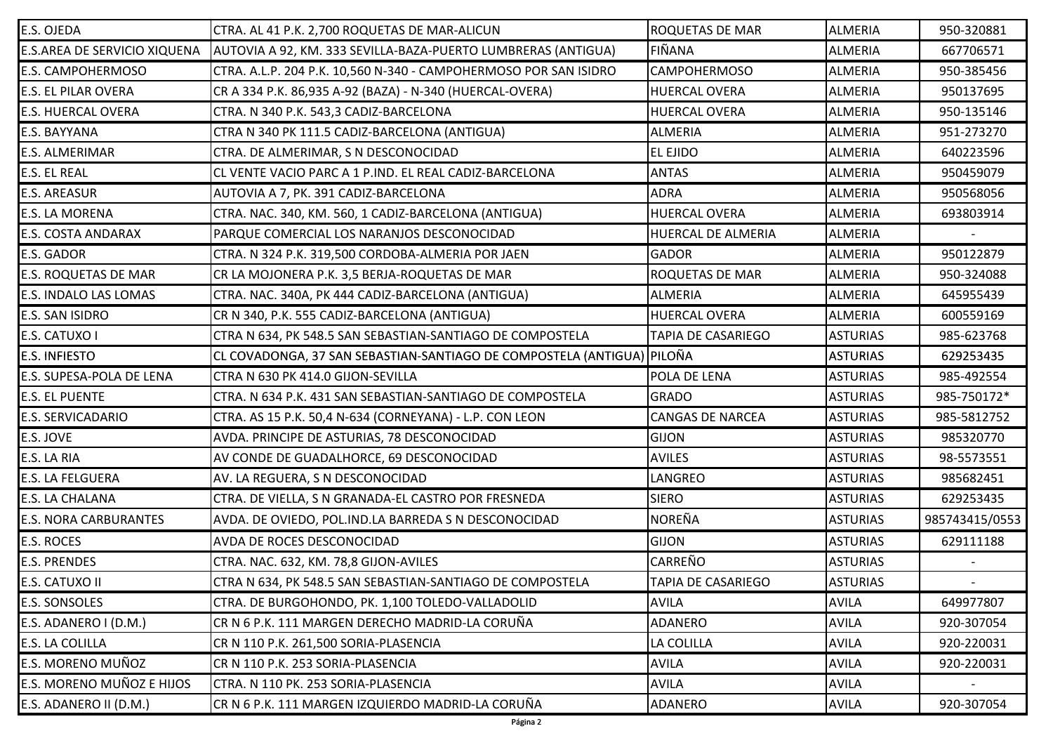| | | | | |
|---|---|---|---|---|
| E.S. OJEDA | CTRA. AL 41 P.K. 2,700 ROQUETAS DE MAR-ALICUN | ROQUETAS DE MAR | ALMERIA | 950-320881 |
| E.S.AREA DE SERVICIO XIQUENA | AUTOVIA A 92, KM. 333 SEVILLA-BAZA-PUERTO LUMBRERAS (ANTIGUA) | FIÑANA | ALMERIA | 667706571 |
| E.S. CAMPOHERMOSO | CTRA. A.L.P. 204 P.K. 10,560 N-340 - CAMPOHERMOSO POR SAN ISIDRO | CAMPOHERMOSO | ALMERIA | 950-385456 |
| E.S. EL PILAR OVERA | CR A 334 P.K. 86,935 A-92 (BAZA) - N-340 (HUERCAL-OVERA) | HUERCAL OVERA | ALMERIA | 950137695 |
| E.S. HUERCAL OVERA | CTRA. N 340 P.K. 543,3 CADIZ-BARCELONA | HUERCAL OVERA | ALMERIA | 950-135146 |
| E.S. BAYYANA | CTRA N 340 PK 111.5 CADIZ-BARCELONA (ANTIGUA) | ALMERIA | ALMERIA | 951-273270 |
| E.S. ALMERIMAR | CTRA. DE ALMERIMAR, S N DESCONOCIDAD | EL EJIDO | ALMERIA | 640223596 |
| E.S. EL REAL | CL VENTE VACIO PARC A 1 P.IND. EL REAL CADIZ-BARCELONA | ANTAS | ALMERIA | 950459079 |
| E.S. AREASUR | AUTOVIA A 7, PK. 391 CADIZ-BARCELONA | ADRA | ALMERIA | 950568056 |
| E.S. LA MORENA | CTRA. NAC. 340, KM. 560, 1 CADIZ-BARCELONA (ANTIGUA) | HUERCAL OVERA | ALMERIA | 693803914 |
| E.S. COSTA ANDARAX | PARQUE COMERCIAL LOS NARANJOS DESCONOCIDAD | HUERCAL DE ALMERIA | ALMERIA | - |
| E.S. GADOR | CTRA. N 324 P.K. 319,500 CORDOBA-ALMERIA POR JAEN | GADOR | ALMERIA | 950122879 |
| E.S. ROQUETAS DE MAR | CR LA MOJONERA P.K. 3,5 BERJA-ROQUETAS DE MAR | ROQUETAS DE MAR | ALMERIA | 950-324088 |
| E.S. INDALO LAS LOMAS | CTRA. NAC. 340A, PK 444 CADIZ-BARCELONA (ANTIGUA) | ALMERIA | ALMERIA | 645955439 |
| E.S. SAN ISIDRO | CR N 340, P.K. 555 CADIZ-BARCELONA (ANTIGUA) | HUERCAL OVERA | ALMERIA | 600559169 |
| E.S. CATUXO I | CTRA N 634, PK 548.5 SAN SEBASTIAN-SANTIAGO DE COMPOSTELA | TAPIA DE CASARIEGO | ASTURIAS | 985-623768 |
| E.S. INFIESTO | CL COVADONGA, 37 SAN SEBASTIAN-SANTIAGO DE COMPOSTELA (ANTIGUA) | PILOÑA | ASTURIAS | 629253435 |
| E.S. SUPESA-POLA DE LENA | CTRA N 630 PK 414.0 GIJON-SEVILLA | POLA DE LENA | ASTURIAS | 985-492554 |
| E.S. EL PUENTE | CTRA. N 634 P.K. 431 SAN SEBASTIAN-SANTIAGO DE COMPOSTELA | GRADO | ASTURIAS | 985-750172* |
| E.S. SERVICADARIO | CTRA. AS 15 P.K. 50,4 N-634 (CORNEYANA) - L.P. CON LEON | CANGAS DE NARCEA | ASTURIAS | 985-5812752 |
| E.S. JOVE | AVDA. PRINCIPE DE ASTURIAS, 78 DESCONOCIDAD | GIJON | ASTURIAS | 985320770 |
| E.S. LA RIA | AV CONDE DE GUADALHORCE, 69 DESCONOCIDAD | AVILES | ASTURIAS | 98-5573551 |
| E.S. LA FELGUERA | AV. LA REGUERA, S N DESCONOCIDAD | LANGREO | ASTURIAS | 985682451 |
| E.S. LA CHALANA | CTRA. DE VIELLA, S N GRANADA-EL CASTRO POR FRESNEDA | SIERO | ASTURIAS | 629253435 |
| E.S. NORA CARBURANTES | AVDA. DE OVIEDO, POL.IND.LA BARREDA S N DESCONOCIDAD | NOREÑA | ASTURIAS | 985743415/0553 |
| E.S. ROCES | AVDA DE ROCES DESCONOCIDAD | GIJON | ASTURIAS | 629111188 |
| E.S. PRENDES | CTRA. NAC. 632, KM. 78,8 GIJON-AVILES | CARREÑO | ASTURIAS | - |
| E.S. CATUXO II | CTRA N 634, PK 548.5 SAN SEBASTIAN-SANTIAGO DE COMPOSTELA | TAPIA DE CASARIEGO | ASTURIAS | - |
| E.S. SONSOLES | CTRA. DE BURGOHONDO, PK. 1,100 TOLEDO-VALLADOLID | AVILA | AVILA | 649977807 |
| E.S. ADANERO I (D.M.) | CR N 6 P.K. 111 MARGEN DERECHO MADRID-LA CORUÑA | ADANERO | AVILA | 920-307054 |
| E.S. LA COLILLA | CR N 110 P.K. 261,500 SORIA-PLASENCIA | LA COLILLA | AVILA | 920-220031 |
| E.S. MORENO MUÑOZ | CR N 110 P.K. 253 SORIA-PLASENCIA | AVILA | AVILA | 920-220031 |
| E.S. MORENO MUÑOZ E HIJOS | CTRA. N 110 PK. 253 SORIA-PLASENCIA | AVILA | AVILA | - |
| E.S. ADANERO II (D.M.) | CR N 6 P.K. 111 MARGEN IZQUIERDO MADRID-LA CORUÑA | ADANERO | AVILA | 920-307054 |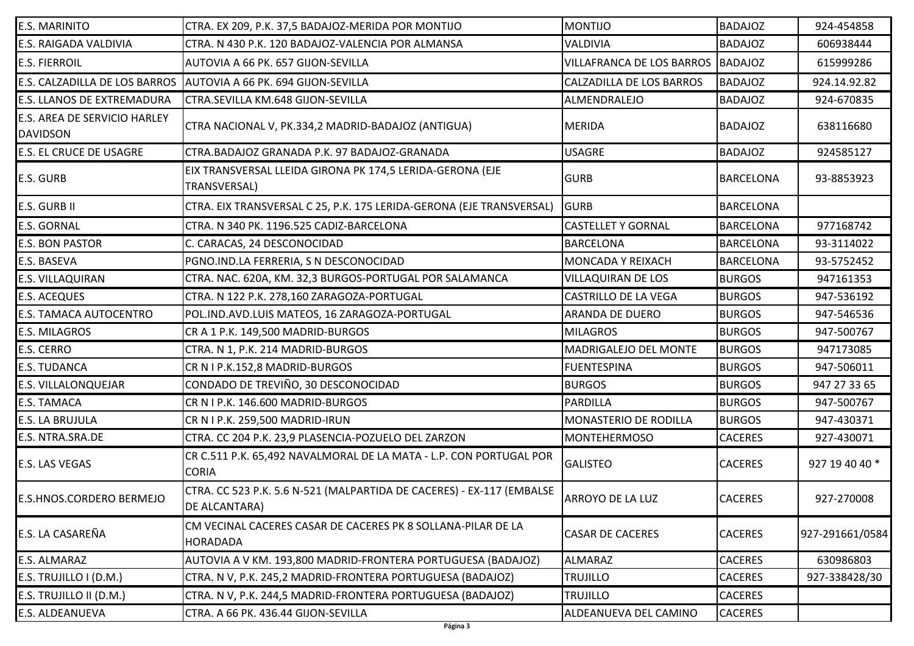| | | | | |
|---|---|---|---|---|
| E.S. MARINITO | CTRA. EX 209, P.K. 37,5 BADAJOZ-MERIDA POR MONTIJO | MONTIJO | BADAJOZ | 924-454858 |
| E.S. RAIGADA VALDIVIA | CTRA. N 430 P.K. 120 BADAJOZ-VALENCIA POR ALMANSA | VALDIVIA | BADAJOZ | 606938444 |
| E.S. FIERROIL | AUTOVIA A 66 PK. 657 GIJON-SEVILLA | VILLAFRANCA DE LOS BARROS | BADAJOZ | 615999286 |
| E.S. CALZADILLA DE LOS BARROS | AUTOVIA A 66 PK. 694 GIJON-SEVILLA | CALZADILLA DE LOS BARROS | BADAJOZ | 924.14.92.82 |
| E.S. LLANOS DE EXTREMADURA | CTRA.SEVILLA KM.648 GIJON-SEVILLA | ALMENDRALEJO | BADAJOZ | 924-670835 |
| E.S. AREA DE SERVICIO HARLEY DAVIDSON | CTRA NACIONAL V, PK.334,2 MADRID-BADAJOZ (ANTIGUA) | MERIDA | BADAJOZ | 638116680 |
| E.S. EL CRUCE DE USAGRE | CTRA.BADAJOZ GRANADA P.K. 97 BADAJOZ-GRANADA | USAGRE | BADAJOZ | 924585127 |
| E.S. GURB | EIX TRANSVERSAL LLEIDA GIRONA PK 174,5 LERIDA-GERONA (EJE TRANSVERSAL) | GURB | BARCELONA | 93-8853923 |
| E.S. GURB II | CTRA. EIX TRANSVERSAL C 25, P.K. 175 LERIDA-GERONA (EJE TRANSVERSAL) | GURB | BARCELONA | |
| E.S. GORNAL | CTRA. N 340 PK. 1196.525 CADIZ-BARCELONA | CASTELLET Y GORNAL | BARCELONA | 977168742 |
| E.S. BON PASTOR | C. CARACAS, 24 DESCONOCIDAD | BARCELONA | BARCELONA | 93-3114022 |
| E.S. BASEVA | PGNO.IND.LA FERRERIA, S N DESCONOCIDAD | MONCADA Y REIXACH | BARCELONA | 93-5752452 |
| E.S. VILLAQUIRAN | CTRA. NAC. 620A, KM. 32,3 BURGOS-PORTUGAL POR SALAMANCA | VILLAQUIRAN DE LOS | BURGOS | 947161353 |
| E.S. ACEQUES | CTRA. N 122 P.K. 278,160 ZARAGOZA-PORTUGAL | CASTRILLO DE LA VEGA | BURGOS | 947-536192 |
| E.S. TAMACA AUTOCENTRO | POL.IND.AVD.LUIS MATEOS, 16 ZARAGOZA-PORTUGAL | ARANDA DE DUERO | BURGOS | 947-546536 |
| E.S. MILAGROS | CR A 1 P.K. 149,500 MADRID-BURGOS | MILAGROS | BURGOS | 947-500767 |
| E.S. CERRO | CTRA. N 1, P.K. 214 MADRID-BURGOS | MADRIGALEJO DEL MONTE | BURGOS | 947173085 |
| E.S. TUDANCA | CR N I P.K.152,8 MADRID-BURGOS | FUENTESPINA | BURGOS | 947-506011 |
| E.S. VILLALONQUEJAR | CONDADO DE TREVIÑO, 30 DESCONOCIDAD | BURGOS | BURGOS | 947 27 33 65 |
| E.S. TAMACA | CR N I P.K. 146.600 MADRID-BURGOS | PARDILLA | BURGOS | 947-500767 |
| E.S. LA BRUJULA | CR N I P.K. 259,500 MADRID-IRUN | MONASTERIO DE RODILLA | BURGOS | 947-430371 |
| E.S. NTRA.SRA.DE | CTRA. CC 204 P.K. 23,9 PLASENCIA-POZUELO DEL ZARZON | MONTEHERMOSO | CACERES | 927-430071 |
| E.S. LAS VEGAS | CR C.511 P.K. 65,492 NAVALMORAL DE LA MATA - L.P. CON PORTUGAL POR CORIA | GALISTEO | CACERES | 927 19 40 40 * |
| E.S.HNOS.CORDERO BERMEJO | CTRA. CC 523 P.K. 5.6 N-521 (MALPARTIDA DE CACERES) - EX-117 (EMBALSE DE ALCANTARA) | ARROYO DE LA LUZ | CACERES | 927-270008 |
| E.S. LA CASAREÑA | CM VECINAL CACERES CASAR DE CACERES PK 8 SOLLANA-PILAR DE LA HORADADA | CASAR DE CACERES | CACERES | 927-291661/0584 |
| E.S. ALMARAZ | AUTOVIA A V KM. 193,800 MADRID-FRONTERA PORTUGUESA (BADAJOZ) | ALMARAZ | CACERES | 630986803 |
| E.S. TRUJILLO I (D.M.) | CTRA. N V, P.K. 245,2 MADRID-FRONTERA PORTUGUESA (BADAJOZ) | TRUJILLO | CACERES | 927-338428/30 |
| E.S. TRUJILLO II (D.M.) | CTRA. N V, P.K. 244,5 MADRID-FRONTERA PORTUGUESA (BADAJOZ) | TRUJILLO | CACERES | |
| E.S. ALDEANUEVA | CTRA. A 66 PK. 436.44 GIJON-SEVILLA | ALDEANUEVA DEL CAMINO | CACERES | |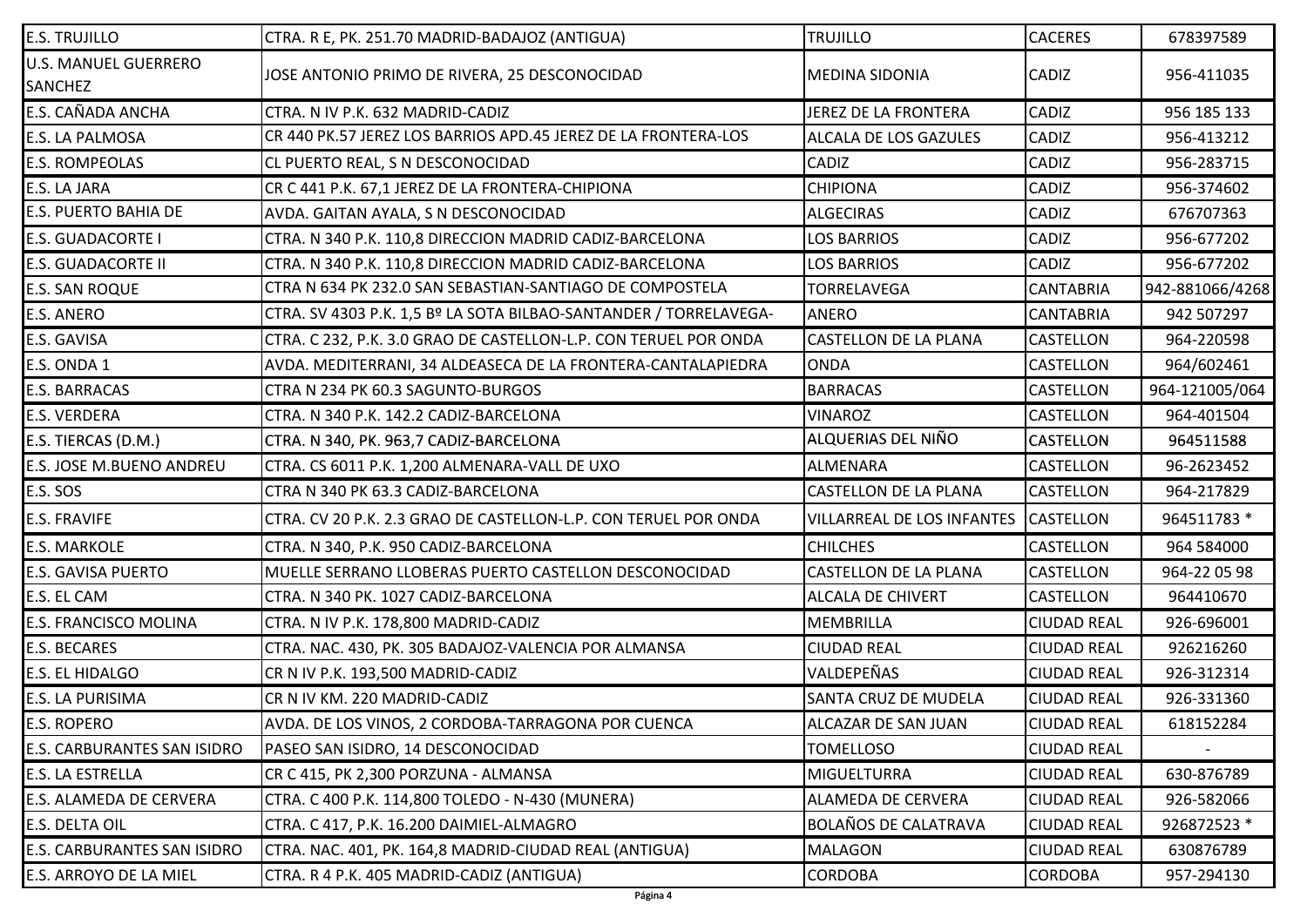| E.S. TRUJILLO | CTRA. R E, PK. 251.70 MADRID-BADAJOZ (ANTIGUA) | TRUJILLO | CACERES | 678397589 |
|---|---|---|---|---|
| U.S. MANUEL GUERRERO SANCHEZ | JOSE ANTONIO PRIMO DE RIVERA, 25 DESCONOCIDAD | MEDINA SIDONIA | CADIZ | 956-411035 |
| E.S. CAÑADA ANCHA | CTRA. N IV P.K. 632 MADRID-CADIZ | JEREZ DE LA FRONTERA | CADIZ | 956 185 133 |
| E.S. LA PALMOSA | CR 440 PK.57 JEREZ LOS BARRIOS APD.45 JEREZ DE LA FRONTERA-LOS | ALCALA DE LOS GAZULES | CADIZ | 956-413212 |
| E.S. ROMPEOLAS | CL PUERTO REAL, S N DESCONOCIDAD | CADIZ | CADIZ | 956-283715 |
| E.S. LA JARA | CR C 441 P.K. 67,1 JEREZ DE LA FRONTERA-CHIPIONA | CHIPIONA | CADIZ | 956-374602 |
| E.S. PUERTO BAHIA DE | AVDA. GAITAN AYALA, S N DESCONOCIDAD | ALGECIRAS | CADIZ | 676707363 |
| E.S. GUADACORTE I | CTRA. N 340 P.K. 110,8 DIRECCION MADRID CADIZ-BARCELONA | LOS BARRIOS | CADIZ | 956-677202 |
| E.S. GUADACORTE II | CTRA. N 340 P.K. 110,8 DIRECCION MADRID CADIZ-BARCELONA | LOS BARRIOS | CADIZ | 956-677202 |
| E.S. SAN ROQUE | CTRA N 634 PK 232.0 SAN SEBASTIAN-SANTIAGO DE COMPOSTELA | TORRELAVEGA | CANTABRIA | 942-881066/4268 |
| E.S. ANERO | CTRA. SV 4303 P.K. 1,5 Bº LA SOTA BILBAO-SANTANDER / TORRELAVEGA- | ANERO | CANTABRIA | 942 507297 |
| E.S. GAVISA | CTRA. C 232, P.K. 3.0 GRAO DE CASTELLON-L.P. CON TERUEL POR ONDA | CASTELLON DE LA PLANA | CASTELLON | 964-220598 |
| E.S. ONDA 1 | AVDA. MEDITERRANI, 34 ALDEASECA DE LA FRONTERA-CANTALAPIEDRA | ONDA | CASTELLON | 964/602461 |
| E.S. BARRACAS | CTRA N 234 PK 60.3 SAGUNTO-BURGOS | BARRACAS | CASTELLON | 964-121005/064 |
| E.S. VERDERA | CTRA. N 340 P.K. 142.2 CADIZ-BARCELONA | VINAROZ | CASTELLON | 964-401504 |
| E.S. TIERCAS (D.M.) | CTRA. N 340, PK. 963,7 CADIZ-BARCELONA | ALQUERIAS DEL NIÑO | CASTELLON | 964511588 |
| E.S. JOSE M.BUENO ANDREU | CTRA. CS 6011 P.K. 1,200 ALMENARA-VALL DE UXO | ALMENARA | CASTELLON | 96-2623452 |
| E.S. SOS | CTRA N 340 PK 63.3 CADIZ-BARCELONA | CASTELLON DE LA PLANA | CASTELLON | 964-217829 |
| E.S. FRAVIFE | CTRA. CV 20 P.K. 2.3 GRAO DE CASTELLON-L.P. CON TERUEL POR ONDA | VILLARREAL DE LOS INFANTES | CASTELLON | 964511783 * |
| E.S. MARKOLE | CTRA. N 340, P.K. 950 CADIZ-BARCELONA | CHILCHES | CASTELLON | 964 584000 |
| E.S. GAVISA PUERTO | MUELLE SERRANO LLOBERAS PUERTO CASTELLON DESCONOCIDAD | CASTELLON DE LA PLANA | CASTELLON | 964-22 05 98 |
| E.S. EL CAM | CTRA. N 340 PK. 1027 CADIZ-BARCELONA | ALCALA DE CHIVERT | CASTELLON | 964410670 |
| E.S. FRANCISCO MOLINA | CTRA. N IV P.K. 178,800 MADRID-CADIZ | MEMBRILLA | CIUDAD REAL | 926-696001 |
| E.S. BECARES | CTRA. NAC. 430, PK. 305 BADAJOZ-VALENCIA POR ALMANSA | CIUDAD REAL | CIUDAD REAL | 926216260 |
| E.S. EL HIDALGO | CR N IV P.K. 193,500 MADRID-CADIZ | VALDEPEÑAS | CIUDAD REAL | 926-312314 |
| E.S. LA PURISIMA | CR N IV KM. 220 MADRID-CADIZ | SANTA CRUZ DE MUDELA | CIUDAD REAL | 926-331360 |
| E.S. ROPERO | AVDA. DE LOS VINOS, 2 CORDOBA-TARRAGONA POR CUENCA | ALCAZAR DE SAN JUAN | CIUDAD REAL | 618152284 |
| E.S. CARBURANTES SAN ISIDRO | PASEO SAN ISIDRO, 14 DESCONOCIDAD | TOMELLOSO | CIUDAD REAL | - |
| E.S. LA ESTRELLA | CR C 415, PK 2,300 PORZUNA - ALMANSA | MIGUELTURRA | CIUDAD REAL | 630-876789 |
| E.S. ALAMEDA DE CERVERA | CTRA. C 400 P.K. 114,800 TOLEDO - N-430 (MUNERA) | ALAMEDA DE CERVERA | CIUDAD REAL | 926-582066 |
| E.S. DELTA OIL | CTRA. C 417, P.K. 16.200 DAIMIEL-ALMAGRO | BOLAÑOS DE CALATRAVA | CIUDAD REAL | 926872523 * |
| E.S. CARBURANTES SAN ISIDRO | CTRA. NAC. 401, PK. 164,8 MADRID-CIUDAD REAL (ANTIGUA) | MALAGON | CIUDAD REAL | 630876789 |
| E.S. ARROYO DE LA MIEL | CTRA. R 4 P.K. 405 MADRID-CADIZ (ANTIGUA) | CORDOBA | CORDOBA | 957-294130 |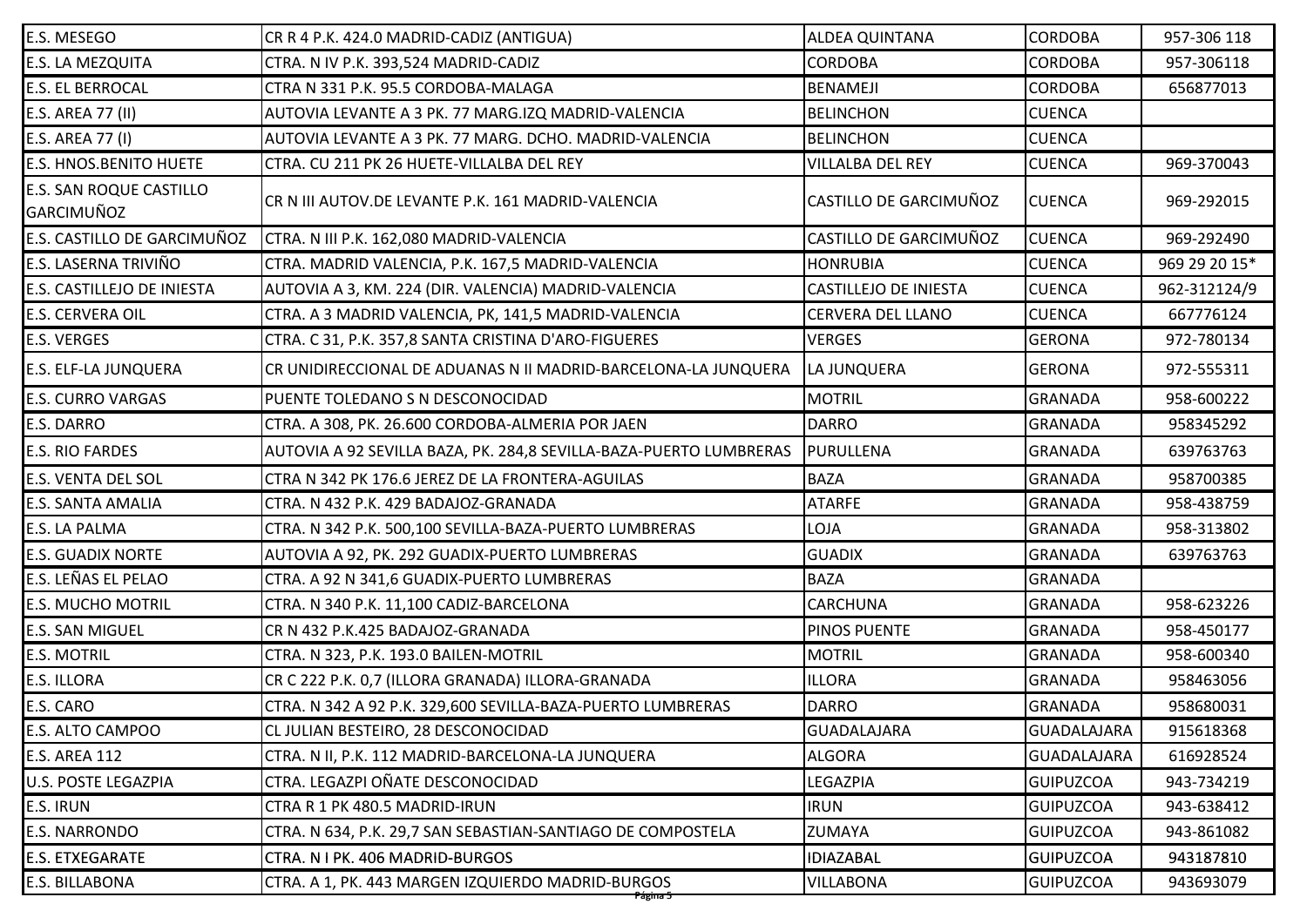| | | | | |
|---|---|---|---|---|
| E.S. MESEGO | CR R 4 P.K. 424.0 MADRID-CADIZ (ANTIGUA) | ALDEA QUINTANA | CORDOBA | 957-306 118 |
| E.S. LA MEZQUITA | CTRA. N IV P.K. 393,524 MADRID-CADIZ | CORDOBA | CORDOBA | 957-306118 |
| E.S. EL BERROCAL | CTRA N 331 P.K. 95.5 CORDOBA-MALAGA | BENAMEJI | CORDOBA | 656877013 |
| E.S. AREA 77 (II) | AUTOVIA LEVANTE A 3 PK. 77 MARG.IZQ MADRID-VALENCIA | BELINCHON | CUENCA | |
| E.S. AREA 77 (I) | AUTOVIA LEVANTE A 3 PK. 77 MARG. DCHO. MADRID-VALENCIA | BELINCHON | CUENCA | |
| E.S. HNOS.BENITO HUETE | CTRA. CU 211 PK 26 HUETE-VILLALBA DEL REY | VILLALBA DEL REY | CUENCA | 969-370043 |
| E.S. SAN ROQUE CASTILLO GARCIMUÑOZ | CR N III AUTOV.DE LEVANTE P.K. 161 MADRID-VALENCIA | CASTILLO DE GARCIMUÑOZ | CUENCA | 969-292015 |
| E.S. CASTILLO DE GARCIMUÑOZ | CTRA. N III P.K. 162,080 MADRID-VALENCIA | CASTILLO DE GARCIMUÑOZ | CUENCA | 969-292490 |
| E.S. LASERNA TRIVIÑO | CTRA. MADRID VALENCIA, P.K. 167,5 MADRID-VALENCIA | HONRUBIA | CUENCA | 969 29 20 15* |
| E.S. CASTILLEJO DE INIESTA | AUTOVIA A 3, KM. 224 (DIR. VALENCIA) MADRID-VALENCIA | CASTILLEJO DE INIESTA | CUENCA | 962-312124/9 |
| E.S. CERVERA OIL | CTRA. A 3 MADRID VALENCIA, PK, 141,5 MADRID-VALENCIA | CERVERA DEL LLANO | CUENCA | 667776124 |
| E.S. VERGES | CTRA. C 31, P.K. 357,8 SANTA CRISTINA D'ARO-FIGUERES | VERGES | GERONA | 972-780134 |
| E.S. ELF-LA JUNQUERA | CR UNIDIRECCIONAL DE ADUANAS N II MADRID-BARCELONA-LA JUNQUERA | LA JUNQUERA | GERONA | 972-555311 |
| E.S. CURRO VARGAS | PUENTE TOLEDANO S N DESCONOCIDAD | MOTRIL | GRANADA | 958-600222 |
| E.S. DARRO | CTRA. A 308, PK. 26.600 CORDOBA-ALMERIA POR JAEN | DARRO | GRANADA | 958345292 |
| E.S. RIO FARDES | AUTOVIA A 92 SEVILLA BAZA, PK. 284,8 SEVILLA-BAZA-PUERTO LUMBRERAS | PURULLENA | GRANADA | 639763763 |
| E.S. VENTA DEL SOL | CTRA N 342 PK 176.6 JEREZ DE LA FRONTERA-AGUILAS | BAZA | GRANADA | 958700385 |
| E.S. SANTA AMALIA | CTRA. N 432 P.K. 429 BADAJOZ-GRANADA | ATARFE | GRANADA | 958-438759 |
| E.S. LA PALMA | CTRA. N 342 P.K. 500,100 SEVILLA-BAZA-PUERTO LUMBRERAS | LOJA | GRANADA | 958-313802 |
| E.S. GUADIX NORTE | AUTOVIA A 92, PK. 292 GUADIX-PUERTO LUMBRERAS | GUADIX | GRANADA | 639763763 |
| E.S. LEÑAS EL PELAO | CTRA. A 92 N 341,6 GUADIX-PUERTO LUMBRERAS | BAZA | GRANADA | |
| E.S. MUCHO MOTRIL | CTRA. N 340 P.K. 11,100 CADIZ-BARCELONA | CARCHUNA | GRANADA | 958-623226 |
| E.S. SAN MIGUEL | CR N 432 P.K.425 BADAJOZ-GRANADA | PINOS PUENTE | GRANADA | 958-450177 |
| E.S. MOTRIL | CTRA. N 323, P.K. 193.0 BAILEN-MOTRIL | MOTRIL | GRANADA | 958-600340 |
| E.S. ILLORA | CR C 222 P.K. 0,7 (ILLORA GRANADA) ILLORA-GRANADA | ILLORA | GRANADA | 958463056 |
| E.S. CARO | CTRA. N 342 A 92 P.K. 329,600 SEVILLA-BAZA-PUERTO LUMBRERAS | DARRO | GRANADA | 958680031 |
| E.S. ALTO CAMPOO | CL JULIAN BESTEIRO, 28 DESCONOCIDAD | GUADALAJARA | GUADALAJARA | 915618368 |
| E.S. AREA 112 | CTRA. N II, P.K. 112 MADRID-BARCELONA-LA JUNQUERA | ALGORA | GUADALAJARA | 616928524 |
| U.S. POSTE LEGAZPIA | CTRA. LEGAZPI OÑATE DESCONOCIDAD | LEGAZPIA | GUIPUZCOA | 943-734219 |
| E.S. IRUN | CTRA R 1 PK 480.5 MADRID-IRUN | IRUN | GUIPUZCOA | 943-638412 |
| E.S. NARRONDO | CTRA. N 634, P.K. 29,7 SAN SEBASTIAN-SANTIAGO DE COMPOSTELA | ZUMAYA | GUIPUZCOA | 943-861082 |
| E.S. ETXEGARATE | CTRA. N I PK. 406 MADRID-BURGOS | IDIAZABAL | GUIPUZCOA | 943187810 |
| E.S. BILLABONA | CTRA. A 1, PK. 443 MARGEN IZQUIERDO MADRID-BURGOS | VILLABONA | GUIPUZCOA | 943693079 |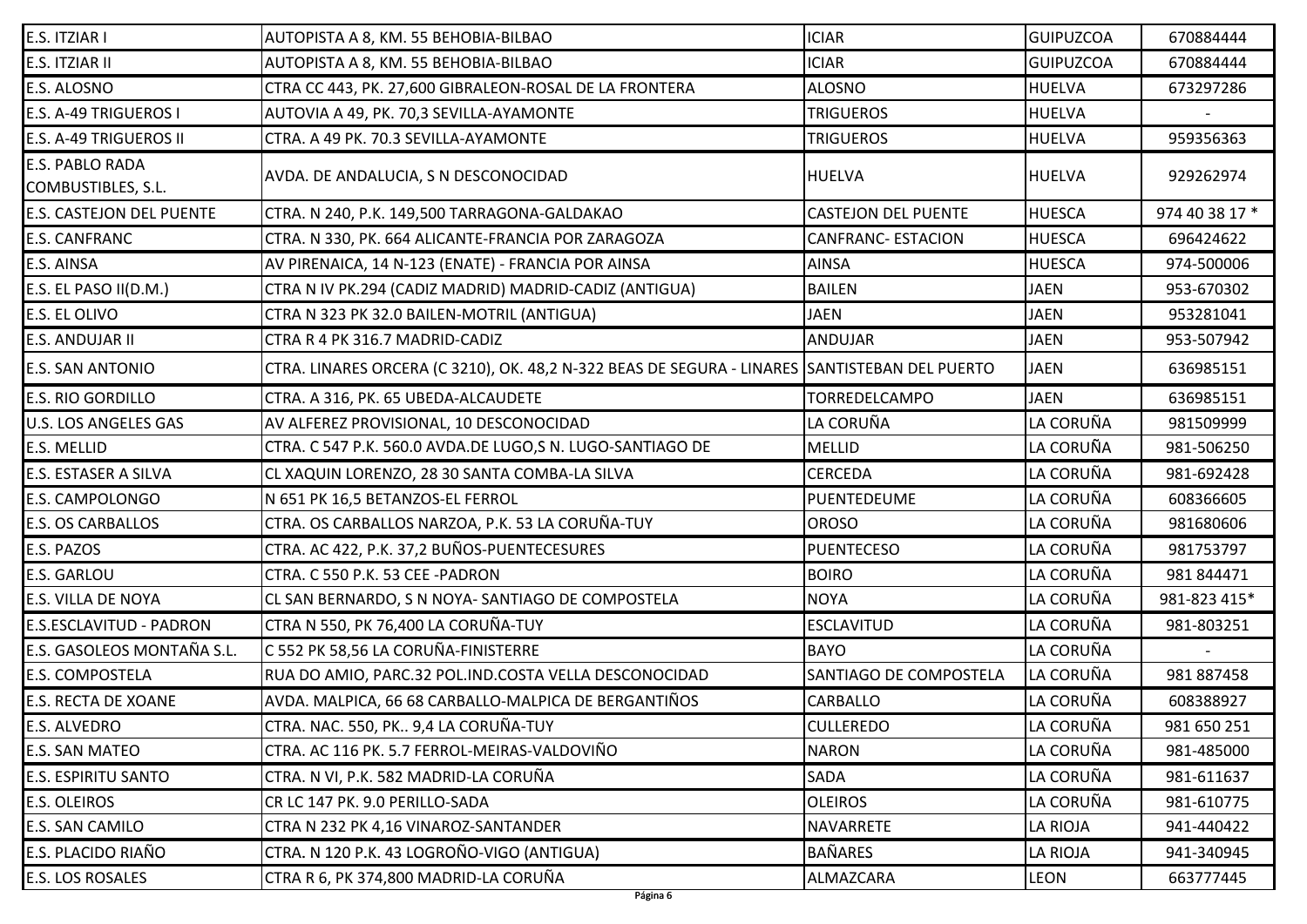| | | | | |
|---|---|---|---|---|
| E.S. ITZIAR I | AUTOPISTA A 8, KM. 55 BEHOBIA-BILBAO | ICIAR | GUIPUZCOA | 670884444 |
| E.S. ITZIAR II | AUTOPISTA A 8, KM. 55 BEHOBIA-BILBAO | ICIAR | GUIPUZCOA | 670884444 |
| E.S. ALOSNO | CTRA CC 443, PK. 27,600 GIBRALEON-ROSAL DE LA FRONTERA | ALOSNO | HUELVA | 673297286 |
| E.S. A-49 TRIGUEROS I | AUTOVIA A 49, PK. 70,3 SEVILLA-AYAMONTE | TRIGUEROS | HUELVA | - |
| E.S. A-49 TRIGUEROS II | CTRA. A 49 PK. 70.3 SEVILLA-AYAMONTE | TRIGUEROS | HUELVA | 959356363 |
| E.S. PABLO RADA COMBUSTIBLES, S.L. | AVDA. DE ANDALUCIA, S N DESCONOCIDAD | HUELVA | HUELVA | 929262974 |
| E.S. CASTEJON DEL PUENTE | CTRA. N 240, P.K. 149,500 TARRAGONA-GALDAKAO | CASTEJON DEL PUENTE | HUESCA | 974 40 38 17 * |
| E.S. CANFRANC | CTRA. N 330, PK. 664 ALICANTE-FRANCIA POR ZARAGOZA | CANFRANC- ESTACION | HUESCA | 696424622 |
| E.S. AINSA | AV PIRENAICA, 14 N-123 (ENATE) - FRANCIA POR AINSA | AINSA | HUESCA | 974-500006 |
| E.S. EL PASO II(D.M.) | CTRA N IV PK.294 (CADIZ MADRID) MADRID-CADIZ (ANTIGUA) | BAILEN | JAEN | 953-670302 |
| E.S. EL OLIVO | CTRA N 323 PK 32.0 BAILEN-MOTRIL (ANTIGUA) | JAEN | JAEN | 953281041 |
| E.S. ANDUJAR II | CTRA R 4 PK 316.7 MADRID-CADIZ | ANDUJAR | JAEN | 953-507942 |
| E.S. SAN ANTONIO | CTRA. LINARES ORCERA (C 3210), OK. 48,2 N-322 BEAS DE SEGURA - LINARES | SANTISTEBAN DEL PUERTO | JAEN | 636985151 |
| E.S. RIO GORDILLO | CTRA. A 316, PK. 65 UBEDA-ALCAUDETE | TORREDELCAMPO | JAEN | 636985151 |
| U.S. LOS ANGELES GAS | AV ALFEREZ PROVISIONAL, 10 DESCONOCIDAD | LA CORUÑA | LA CORUÑA | 981509999 |
| E.S. MELLID | CTRA. C 547 P.K. 560.0 AVDA.DE LUGO,S N. LUGO-SANTIAGO DE | MELLID | LA CORUÑA | 981-506250 |
| E.S. ESTASER A SILVA | CL XAQUIN LORENZO, 28 30 SANTA COMBA-LA SILVA | CERCEDA | LA CORUÑA | 981-692428 |
| E.S. CAMPOLONGO | N 651 PK 16,5 BETANZOS-EL FERROL | PUENTEDEUME | LA CORUÑA | 608366605 |
| E.S. OS CARBALLOS | CTRA. OS CARBALLOS NARZOA, P.K. 53 LA CORUÑA-TUY | OROSO | LA CORUÑA | 981680606 |
| E.S. PAZOS | CTRA. AC 422, P.K. 37,2 BUÑOS-PUENTECESURES | PUENTECESO | LA CORUÑA | 981753797 |
| E.S. GARLOU | CTRA. C 550 P.K. 53 CEE -PADRON | BOIRO | LA CORUÑA | 981 844471 |
| E.S. VILLA DE NOYA | CL SAN BERNARDO, S N NOYA- SANTIAGO DE COMPOSTELA | NOYA | LA CORUÑA | 981-823 415* |
| E.S.ESCLAVITUD - PADRON | CTRA N 550, PK 76,400 LA CORUÑA-TUY | ESCLAVITUD | LA CORUÑA | 981-803251 |
| E.S. GASOLEOS MONTAÑA S.L. | C 552 PK 58,56 LA CORUÑA-FINISTERRE | BAYO | LA CORUÑA | - |
| E.S. COMPOSTELA | RUA DO AMIO, PARC.32 POL.IND.COSTA VELLA DESCONOCIDAD | SANTIAGO DE COMPOSTELA | LA CORUÑA | 981 887458 |
| E.S. RECTA DE XOANE | AVDA. MALPICA, 66 68 CARBALLO-MALPICA DE BERGANTIÑOS | CARBALLO | LA CORUÑA | 608388927 |
| E.S. ALVEDRO | CTRA. NAC. 550, PK.. 9,4 LA CORUÑA-TUY | CULLEREDO | LA CORUÑA | 981 650 251 |
| E.S. SAN MATEO | CTRA. AC 116 PK. 5.7 FERROL-MEIRAS-VALDOVIÑO | NARON | LA CORUÑA | 981-485000 |
| E.S. ESPIRITU SANTO | CTRA. N VI, P.K. 582 MADRID-LA CORUÑA | SADA | LA CORUÑA | 981-611637 |
| E.S. OLEIROS | CR LC 147 PK. 9.0 PERILLO-SADA | OLEIROS | LA CORUÑA | 981-610775 |
| E.S. SAN CAMILO | CTRA N 232 PK 4,16 VINAROZ-SANTANDER | NAVARRETE | LA RIOJA | 941-440422 |
| E.S. PLACIDO RIAÑO | CTRA. N 120 P.K. 43 LOGROÑO-VIGO (ANTIGUA) | BAÑARES | LA RIOJA | 941-340945 |
| E.S. LOS ROSALES | CTRA R 6, PK 374,800 MADRID-LA CORUÑA | ALMAZCARA | LEON | 663777445 |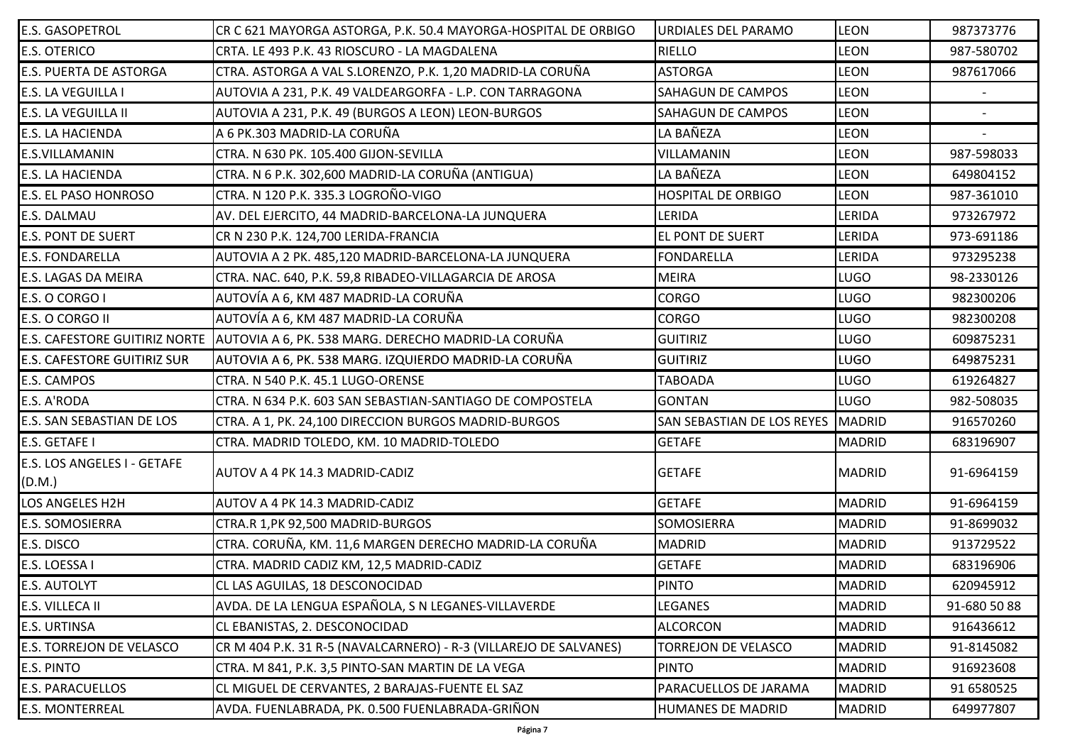| | | | | |
|---|---|---|---|---|
| E.S. GASOPETROL | CR C 621 MAYORGA ASTORGA, P.K. 50.4 MAYORGA-HOSPITAL DE ORBIGO | URDIALES DEL PARAMO | LEON | 987373776 |
| E.S. OTERICO | CRTA. LE 493 P.K. 43 RIOSCURO - LA MAGDALENA | RIELLO | LEON | 987-580702 |
| E.S. PUERTA DE ASTORGA | CTRA. ASTORGA A VAL S.LORENZO, P.K. 1,20 MADRID-LA CORUÑA | ASTORGA | LEON | 987617066 |
| E.S. LA VEGUILLA I | AUTOVIA A 231, P.K. 49 VALDEARGORFA - L.P. CON TARRAGONA | SAHAGUN DE CAMPOS | LEON | - |
| E.S. LA VEGUILLA II | AUTOVIA A 231, P.K. 49 (BURGOS A LEON) LEON-BURGOS | SAHAGUN DE CAMPOS | LEON | - |
| E.S. LA HACIENDA | A 6 PK.303 MADRID-LA CORUÑA | LA BAÑEZA | LEON | - |
| E.S.VILLAMANIN | CTRA. N 630 PK. 105.400 GIJON-SEVILLA | VILLAMANIN | LEON | 987-598033 |
| E.S. LA HACIENDA | CTRA. N 6 P.K. 302,600 MADRID-LA CORUÑA (ANTIGUA) | LA BAÑEZA | LEON | 649804152 |
| E.S. EL PASO HONROSO | CTRA. N 120 P.K. 335.3 LOGROÑO-VIGO | HOSPITAL DE ORBIGO | LEON | 987-361010 |
| E.S. DALMAU | AV. DEL EJERCITO, 44 MADRID-BARCELONA-LA JUNQUERA | LERIDA | LERIDA | 973267972 |
| E.S. PONT DE SUERT | CR N 230 P.K. 124,700 LERIDA-FRANCIA | EL PONT DE SUERT | LERIDA | 973-691186 |
| E.S. FONDARELLA | AUTOVIA A 2 PK. 485,120 MADRID-BARCELONA-LA JUNQUERA | FONDARELLA | LERIDA | 973295238 |
| E.S. LAGAS DA MEIRA | CTRA. NAC. 640, P.K. 59,8 RIBADEO-VILLAGARCIA DE AROSA | MEIRA | LUGO | 98-2330126 |
| E.S. O CORGO I | AUTOVÍA A 6, KM 487 MADRID-LA CORUÑA | CORGO | LUGO | 982300206 |
| E.S. O CORGO II | AUTOVÍA A 6, KM 487 MADRID-LA CORUÑA | CORGO | LUGO | 982300208 |
| E.S. CAFESTORE GUITIRIZ NORTE | AUTOVIA A 6, PK. 538 MARG. DERECHO MADRID-LA CORUÑA | GUITIRIZ | LUGO | 609875231 |
| E.S. CAFESTORE GUITIRIZ SUR | AUTOVIA A 6, PK. 538 MARG. IZQUIERDO MADRID-LA CORUÑA | GUITIRIZ | LUGO | 649875231 |
| E.S. CAMPOS | CTRA. N 540 P.K. 45.1 LUGO-ORENSE | TABOADA | LUGO | 619264827 |
| E.S. A'RODA | CTRA. N 634 P.K. 603 SAN SEBASTIAN-SANTIAGO DE COMPOSTELA | GONTAN | LUGO | 982-508035 |
| E.S. SAN SEBASTIAN DE LOS | CTRA. A 1, PK. 24,100 DIRECCION BURGOS MADRID-BURGOS | SAN SEBASTIAN DE LOS REYES | MADRID | 916570260 |
| E.S. GETAFE I | CTRA. MADRID TOLEDO, KM. 10 MADRID-TOLEDO | GETAFE | MADRID | 683196907 |
| E.S. LOS ANGELES I - GETAFE (D.M.) | AUTOV A 4 PK 14.3 MADRID-CADIZ | GETAFE | MADRID | 91-6964159 |
| LOS ANGELES H2H | AUTOV A 4 PK 14.3 MADRID-CADIZ | GETAFE | MADRID | 91-6964159 |
| E.S. SOMOSIERRA | CTRA.R 1,PK 92,500 MADRID-BURGOS | SOMOSIERRA | MADRID | 91-8699032 |
| E.S. DISCO | CTRA. CORUÑA, KM. 11,6 MARGEN DERECHO MADRID-LA CORUÑA | MADRID | MADRID | 913729522 |
| E.S. LOESSA I | CTRA. MADRID CADIZ KM, 12,5 MADRID-CADIZ | GETAFE | MADRID | 683196906 |
| E.S. AUTOLYT | CL LAS AGUILAS, 18 DESCONOCIDAD | PINTO | MADRID | 620945912 |
| E.S. VILLECA II | AVDA. DE LA LENGUA ESPAÑOLA, S N LEGANES-VILLAVERDE | LEGANES | MADRID | 91-680 50 88 |
| E.S. URTINSA | CL EBANISTAS, 2. DESCONOCIDAD | ALCORCON | MADRID | 916436612 |
| E.S. TORREJON DE VELASCO | CR M 404 P.K. 31 R-5 (NAVALCARNERO) - R-3 (VILLAREJO DE SALVANES) | TORREJON DE VELASCO | MADRID | 91-8145082 |
| E.S. PINTO | CTRA. M 841, P.K. 3,5 PINTO-SAN MARTIN DE LA VEGA | PINTO | MADRID | 916923608 |
| E.S. PARACUELLOS | CL MIGUEL DE CERVANTES, 2 BARAJAS-FUENTE EL SAZ | PARACUELLOS DE JARAMA | MADRID | 91 6580525 |
| E.S. MONTERREAL | AVDA. FUENLABRADA, PK. 0.500 FUENLABRADA-GRIÑON | HUMANES DE MADRID | MADRID | 649977807 |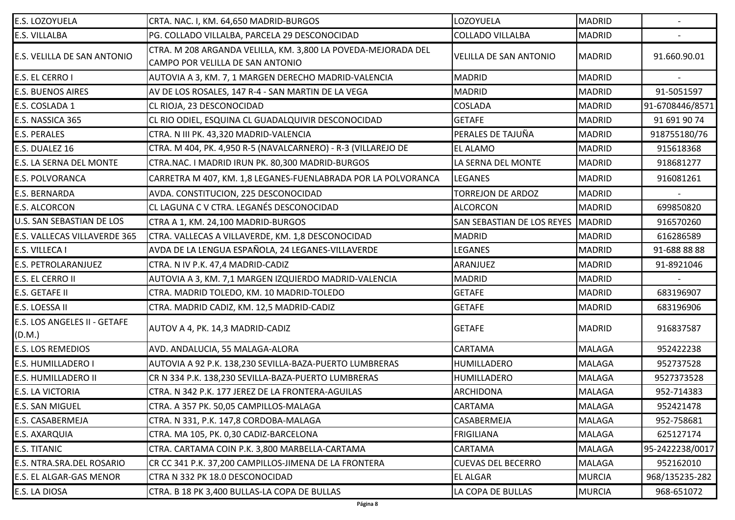| E.S. LOZOYUELA | CRTA. NAC. I, KM. 64,650 MADRID-BURGOS | LOZOYUELA | MADRID | - |
|---|---|---|---|---|
| E.S. VILLALBA | PG. COLLADO VILLALBA, PARCELA 29 DESCONOCIDAD | COLLADO VILLALBA | MADRID | - |
| E.S. VELILLA DE SAN ANTONIO | CTRA. M 208 ARGANDA VELILLA, KM. 3,800 LA POVEDA-MEJORADA DEL CAMPO POR VELILLA DE SAN ANTONIO | VELILLA DE SAN ANTONIO | MADRID | 91.660.90.01 |
| E.S. EL CERRO I | AUTOVIA A 3, KM. 7, 1 MARGEN DERECHO MADRID-VALENCIA | MADRID | MADRID | - |
| E.S. BUENOS AIRES | AV DE LOS ROSALES, 147 R-4 - SAN MARTIN DE LA VEGA | MADRID | MADRID | 91-5051597 |
| E.S. COSLADA 1 | CL RIOJA, 23 DESCONOCIDAD | COSLADA | MADRID | 91-6708446/8571 |
| E.S. NASSICA 365 | CL RIO ODIEL, ESQUINA CL GUADALQUIVIR DESCONOCIDAD | GETAFE | MADRID | 91 691 90 74 |
| E.S. PERALES | CTRA. N III PK. 43,320 MADRID-VALENCIA | PERALES DE TAJUÑA | MADRID | 918755180/76 |
| E.S. DUALEZ 16 | CTRA. M 404, PK. 4,950 R-5 (NAVALCARNERO) - R-3 (VILLAREJO DE | EL ALAMO | MADRID | 915618368 |
| E.S. LA SERNA DEL MONTE | CTRA.NAC. I MADRID IRUN PK. 80,300 MADRID-BURGOS | LA SERNA DEL MONTE | MADRID | 918681277 |
| E.S. POLVORANCA | CARRETRA M 407, KM. 1,8 LEGANES-FUENLABRADA POR LA POLVORANCA | LEGANES | MADRID | 916081261 |
| E.S. BERNARDA | AVDA. CONSTITUCION, 225 DESCONOCIDAD | TORREJON DE ARDOZ | MADRID | - |
| E.S. ALCORCON | CL LAGUNA C V CTRA. LEGANÉS DESCONOCIDAD | ALCORCON | MADRID | 699850820 |
| U.S. SAN SEBASTIAN DE LOS | CTRA A 1, KM. 24,100 MADRID-BURGOS | SAN SEBASTIAN DE LOS REYES | MADRID | 916570260 |
| E.S. VALLECAS VILLAVERDE 365 | CTRA. VALLECAS A VILLAVERDE, KM. 1,8 DESCONOCIDAD | MADRID | MADRID | 616286589 |
| E.S. VILLECA I | AVDA DE LA LENGUA ESPAÑOLA, 24 LEGANES-VILLAVERDE | LEGANES | MADRID | 91-688 88 88 |
| E.S. PETROLARANJUEZ | CTRA. N IV P.K. 47,4 MADRID-CADIZ | ARANJUEZ | MADRID | 91-8921046 |
| E.S. EL CERRO II | AUTOVIA A 3, KM. 7,1 MARGEN IZQUIERDO MADRID-VALENCIA | MADRID | MADRID | - |
| E.S. GETAFE II | CTRA. MADRID TOLEDO, KM. 10 MADRID-TOLEDO | GETAFE | MADRID | 683196907 |
| E.S. LOESSA II | CTRA. MADRID CADIZ, KM. 12,5 MADRID-CADIZ | GETAFE | MADRID | 683196906 |
| E.S. LOS ANGELES II - GETAFE (D.M.) | AUTOV A 4, PK. 14,3 MADRID-CADIZ | GETAFE | MADRID | 916837587 |
| E.S. LOS REMEDIOS | AVD. ANDALUCIA, 55 MALAGA-ALORA | CARTAMA | MALAGA | 952422238 |
| E.S. HUMILLADERO I | AUTOVIA A 92 P.K. 138,230 SEVILLA-BAZA-PUERTO LUMBRERAS | HUMILLADERO | MALAGA | 952737528 |
| E.S. HUMILLADERO II | CR N 334 P.K. 138,230 SEVILLA-BAZA-PUERTO LUMBRERAS | HUMILLADERO | MALAGA | 9527373528 |
| E.S. LA VICTORIA | CTRA. N 342 P.K. 177 JEREZ DE LA FRONTERA-AGUILAS | ARCHIDONA | MALAGA | 952-714383 |
| E.S. SAN MIGUEL | CTRA. A 357 PK. 50,05 CAMPILLOS-MALAGA | CARTAMA | MALAGA | 952421478 |
| E.S. CASABERMEJA | CTRA. N 331, P.K. 147,8 CORDOBA-MALAGA | CASABERMEJA | MALAGA | 952-758681 |
| E.S. AXARQUIA | CTRA. MA 105, PK. 0,30 CADIZ-BARCELONA | FRIGILIANA | MALAGA | 625127174 |
| E.S. TITANIC | CTRA. CARTAMA COIN P.K. 3,800 MARBELLA-CARTAMA | CARTAMA | MALAGA | 95-2422238/0017 |
| E.S. NTRA.SRA.DEL ROSARIO | CR CC 341 P.K. 37,200 CAMPILLOS-JIMENA DE LA FRONTERA | CUEVAS DEL BECERRO | MALAGA | 952162010 |
| E.S. EL ALGAR-GAS MENOR | CTRA N 332 PK 18.0 DESCONOCIDAD | EL ALGAR | MURCIA | 968/135235-282 |
| E.S. LA DIOSA | CTRA. B 18 PK 3,400 BULLAS-LA COPA DE BULLAS | LA COPA DE BULLAS | MURCIA | 968-651072 |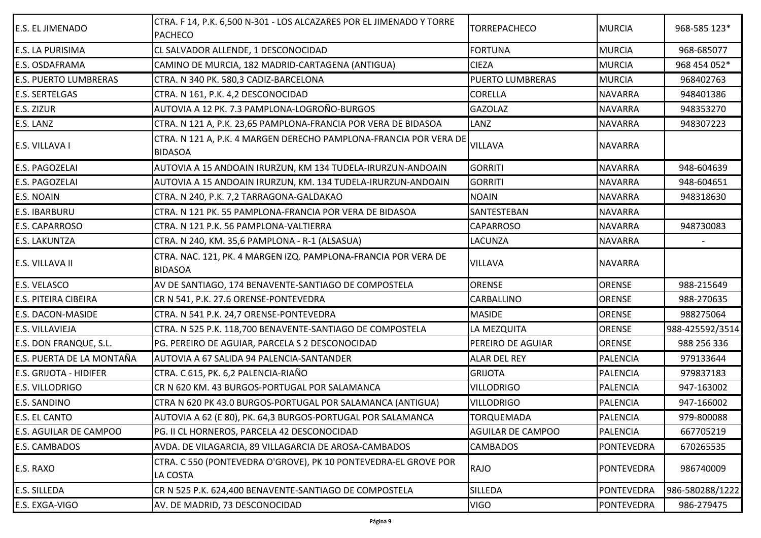| E.S. EL JIMENADO | CTRA. F 14, P.K. 6,500 N-301 - LOS ALCAZARES POR EL JIMENADO Y TORRE PACHECO | TORREPACHECO | MURCIA | 968-585 123* |
|---|---|---|---|---|
| E.S. LA PURISIMA | CL SALVADOR ALLENDE, 1 DESCONOCIDAD | FORTUNA | MURCIA | 968-685077 |
| E.S. OSDAFRAMA | CAMINO DE MURCIA, 182 MADRID-CARTAGENA (ANTIGUA) | CIEZA | MURCIA | 968 454 052* |
| E.S. PUERTO LUMBRERAS | CTRA. N 340 PK. 580,3 CADIZ-BARCELONA | PUERTO LUMBRERAS | MURCIA | 968402763 |
| E.S. SERTELGAS | CTRA. N 161, P.K. 4,2 DESCONOCIDAD | CORELLA | NAVARRA | 948401386 |
| E.S. ZIZUR | AUTOVIA A 12 PK. 7.3 PAMPLONA-LOGROÑO-BURGOS | GAZOLAZ | NAVARRA | 948353270 |
| E.S. LANZ | CTRA. N 121 A, P.K. 23,65 PAMPLONA-FRANCIA POR VERA DE BIDASOA | LANZ | NAVARRA | 948307223 |
| E.S. VILLAVA I | CTRA. N 121 A, P.K. 4 MARGEN DERECHO PAMPLONA-FRANCIA POR VERA DE BIDASOA | VILLAVA | NAVARRA | |
| E.S. PAGOZELAI | AUTOVIA A 15 ANDOAIN IRURZUN, KM 134 TUDELA-IRURZUN-ANDOAIN | GORRITI | NAVARRA | 948-604639 |
| E.S. PAGOZELAI | AUTOVIA A 15 ANDOAIN IRURZUN, KM. 134 TUDELA-IRURZUN-ANDOAIN | GORRITI | NAVARRA | 948-604651 |
| E.S. NOAIN | CTRA. N 240, P.K. 7,2 TARRAGONA-GALDAKAO | NOAIN | NAVARRA | 948318630 |
| E.S. IBARBURU | CTRA. N 121 PK. 55 PAMPLONA-FRANCIA POR VERA DE BIDASOA | SANTESTEBAN | NAVARRA | |
| E.S. CAPARROSO | CTRA. N 121 P.K. 56 PAMPLONA-VALTIERRA | CAPARROSO | NAVARRA | 948730083 |
| E.S. LAKUNTZA | CTRA. N 240, KM. 35,6 PAMPLONA - R-1 (ALSASUA) | LACUNZA | NAVARRA | - |
| E.S. VILLAVA II | CTRA. NAC. 121, PK. 4 MARGEN IZQ. PAMPLONA-FRANCIA POR VERA DE BIDASOA | VILLAVA | NAVARRA | |
| E.S. VELASCO | AV DE SANTIAGO, 174 BENAVENTE-SANTIAGO DE COMPOSTELA | ORENSE | ORENSE | 988-215649 |
| E.S. PITEIRA CIBEIRA | CR N 541, P.K. 27.6 ORENSE-PONTEVEDRA | CARBALLINO | ORENSE | 988-270635 |
| E.S. DACON-MASIDE | CTRA. N 541 P.K. 24,7 ORENSE-PONTEVEDRA | MASIDE | ORENSE | 988275064 |
| E.S. VILLAVIEJA | CTRA. N 525 P.K. 118,700 BENAVENTE-SANTIAGO DE COMPOSTELA | LA MEZQUITA | ORENSE | 988-425592/3514 |
| E.S. DON FRANQUE, S.L. | PG. PEREIRO DE AGUIAR, PARCELA S 2 DESCONOCIDAD | PEREIRO DE AGUIAR | ORENSE | 988 256 336 |
| E.S. PUERTA DE LA MONTAÑA | AUTOVIA A 67 SALIDA 94 PALENCIA-SANTANDER | ALAR DEL REY | PALENCIA | 979133644 |
| E.S. GRIJOTA - HIDIFER | CTRA. C 615, PK. 6,2 PALENCIA-RIAÑO | GRIJOTA | PALENCIA | 979837183 |
| E.S. VILLODRIGO | CR N 620 KM. 43 BURGOS-PORTUGAL POR SALAMANCA | VILLODRIGO | PALENCIA | 947-163002 |
| E.S. SANDINO | CTRA N 620 PK 43.0 BURGOS-PORTUGAL POR SALAMANCA (ANTIGUA) | VILLODRIGO | PALENCIA | 947-166002 |
| E.S. EL CANTO | AUTOVIA A 62 (E 80), PK. 64,3 BURGOS-PORTUGAL POR SALAMANCA | TORQUEMADA | PALENCIA | 979-800088 |
| E.S. AGUILAR DE CAMPOO | PG. II CL HORNEROS, PARCELA 42 DESCONOCIDAD | AGUILAR DE CAMPOO | PALENCIA | 667705219 |
| E.S. CAMBADOS | AVDA. DE VILAGARCIA, 89 VILLAGARCIA DE AROSA-CAMBADOS | CAMBADOS | PONTEVEDRA | 670265535 |
| E.S. RAXO | CTRA. C 550 (PONTEVEDRA O'GROVE), PK 10 PONTEVEDRA-EL GROVE POR LA COSTA | RAJO | PONTEVEDRA | 986740009 |
| E.S. SILLEDA | CR N 525 P.K. 624,400 BENAVENTE-SANTIAGO DE COMPOSTELA | SILLEDA | PONTEVEDRA | 986-580288/1222 |
| E.S. EXGA-VIGO | AV. DE MADRID, 73 DESCONOCIDAD | VIGO | PONTEVEDRA | 986-279475 |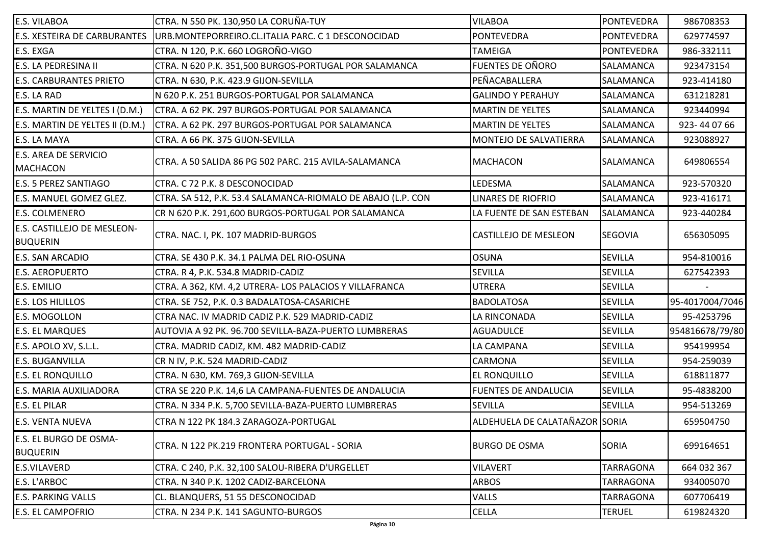| | | | | |
|---|---|---|---|---|
| E.S. VILABOA | CTRA. N 550 PK. 130,950 LA CORUÑA-TUY | VILABOA | PONTEVEDRA | 986708353 |
| E.S. XESTEIRA DE CARBURANTES | URB.MONTEPORREIRO.CL.ITALIA PARC. C 1 DESCONOCIDAD | PONTEVEDRA | PONTEVEDRA | 629774597 |
| E.S. EXGA | CTRA. N 120, P.K. 660 LOGROÑO-VIGO | TAMEIGA | PONTEVEDRA | 986-332111 |
| E.S. LA PEDRESINA II | CTRA. N 620 P.K. 351,500 BURGOS-PORTUGAL POR SALAMANCA | FUENTES DE OÑORO | SALAMANCA | 923473154 |
| E.S. CARBURANTES PRIETO | CTRA. N 630, P.K. 423.9 GIJON-SEVILLA | PEÑACABALLERA | SALAMANCA | 923-414180 |
| E.S. LA RAD | N 620 P.K. 251 BURGOS-PORTUGAL POR SALAMANCA | GALINDO Y PERAHUY | SALAMANCA | 631218281 |
| E.S. MARTIN DE YELTES I (D.M.) | CTRA. A 62 PK. 297 BURGOS-PORTUGAL POR SALAMANCA | MARTIN DE YELTES | SALAMANCA | 923440994 |
| E.S. MARTIN DE YELTES II (D.M.) | CTRA. A 62 PK. 297 BURGOS-PORTUGAL POR SALAMANCA | MARTIN DE YELTES | SALAMANCA | 923- 44 07 66 |
| E.S. LA MAYA | CTRA. A 66 PK. 375 GIJON-SEVILLA | MONTEJO DE SALVATIERRA | SALAMANCA | 923088927 |
| E.S. AREA DE SERVICIO MACHACON | CTRA. A 50 SALIDA 86 PG 502 PARC. 215 AVILA-SALAMANCA | MACHACON | SALAMANCA | 649806554 |
| E.S. 5 PEREZ SANTIAGO | CTRA. C 72 P.K. 8 DESCONOCIDAD | LEDESMA | SALAMANCA | 923-570320 |
| E.S. MANUEL GOMEZ GLEZ. | CTRA. SA 512, P.K. 53.4 SALAMANCA-RIOMALO DE ABAJO (L.P. CON | LINARES DE RIOFRIO | SALAMANCA | 923-416171 |
| E.S. COLMENERO | CR N 620 P.K. 291,600 BURGOS-PORTUGAL POR SALAMANCA | LA FUENTE DE SAN ESTEBAN | SALAMANCA | 923-440284 |
| E.S. CASTILLEJO DE MESLEON-BUQUERIN | CTRA. NAC. I, PK. 107 MADRID-BURGOS | CASTILLEJO DE MESLEON | SEGOVIA | 656305095 |
| E.S. SAN ARCADIO | CTRA. SE 430 P.K. 34.1 PALMA DEL RIO-OSUNA | OSUNA | SEVILLA | 954-810016 |
| E.S. AEROPUERTO | CTRA. R 4, P.K. 534.8 MADRID-CADIZ | SEVILLA | SEVILLA | 627542393 |
| E.S. EMILIO | CTRA. A 362, KM. 4,2 UTRERA- LOS PALACIOS Y VILLAFRANCA | UTRERA | SEVILLA | - |
| E.S. LOS HILILLOS | CTRA. SE 752, P.K. 0.3 BADALATOSA-CASARICHE | BADOLATOSA | SEVILLA | 95-4017004/7046 |
| E.S. MOGOLLON | CTRA NAC. IV MADRID CADIZ P.K. 529 MADRID-CADIZ | LA RINCONADA | SEVILLA | 95-4253796 |
| E.S. EL MARQUES | AUTOVIA A 92 PK. 96.700 SEVILLA-BAZA-PUERTO LUMBRERAS | AGUADULCE | SEVILLA | 954816678/79/80 |
| E.S. APOLO XV, S.L.L. | CTRA. MADRID CADIZ, KM. 482 MADRID-CADIZ | LA CAMPANA | SEVILLA | 954199954 |
| E.S. BUGANVILLA | CR N IV, P.K. 524 MADRID-CADIZ | CARMONA | SEVILLA | 954-259039 |
| E.S. EL RONQUILLO | CTRA. N 630, KM. 769,3 GIJON-SEVILLA | EL RONQUILLO | SEVILLA | 618811877 |
| E.S. MARIA AUXILIADORA | CTRA SE 220 P.K. 14,6 LA CAMPANA-FUENTES DE ANDALUCIA | FUENTES DE ANDALUCIA | SEVILLA | 95-4838200 |
| E.S. EL PILAR | CTRA. N 334 P.K. 5,700 SEVILLA-BAZA-PUERTO LUMBRERAS | SEVILLA | SEVILLA | 954-513269 |
| E.S. VENTA NUEVA | CTRA N 122 PK 184.3 ZARAGOZA-PORTUGAL | ALDEHUELA DE CALATAÑAZOR | SORIA | 659504750 |
| E.S. EL BURGO DE OSMA-BUQUERIN | CTRA. N 122 PK.219 FRONTERA PORTUGAL - SORIA | BURGO DE OSMA | SORIA | 699164651 |
| E.S.VILAVERD | CTRA. C 240, P.K. 32,100 SALOU-RIBERA D'URGELLET | VILAVERT | TARRAGONA | 664 032 367 |
| E.S. L'ARBOC | CTRA. N 340 P.K. 1202 CADIZ-BARCELONA | ARBOS | TARRAGONA | 934005070 |
| E.S. PARKING VALLS | CL. BLANQUERS, 51 55 DESCONOCIDAD | VALLS | TARRAGONA | 607706419 |
| E.S. EL CAMPOFRIO | CTRA. N 234 P.K. 141 SAGUNTO-BURGOS | CELLA | TERUEL | 619824320 |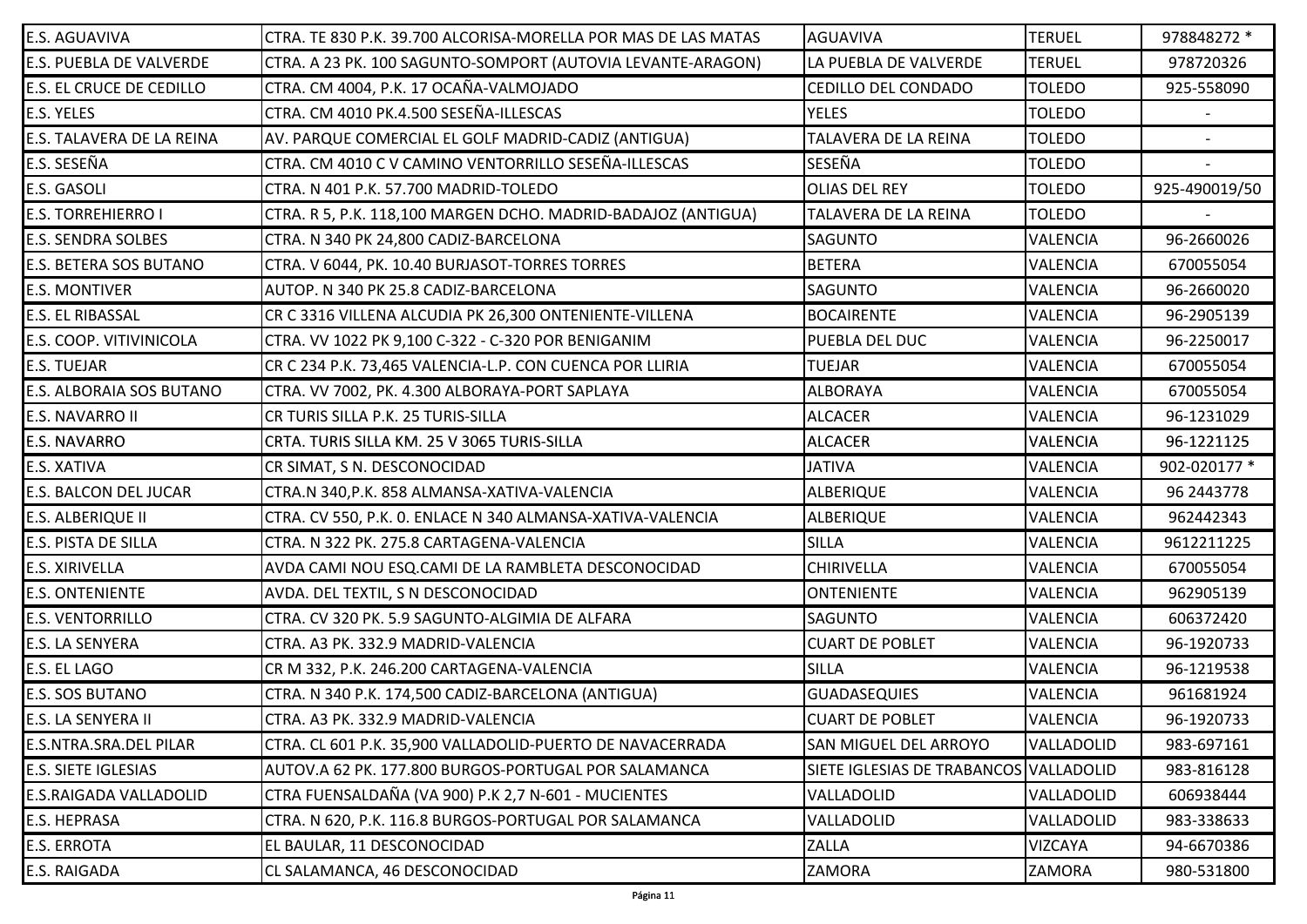| E.S. AGUAVIVA | CTRA. TE 830 P.K. 39.700 ALCORISA-MORELLA POR MAS DE LAS MATAS | AGUAVIVA | TERUEL | 978848272 * |
|---|---|---|---|---|
| E.S. PUEBLA DE VALVERDE | CTRA. A 23 PK. 100 SAGUNTO-SOMPORT (AUTOVIA LEVANTE-ARAGON) | LA PUEBLA DE VALVERDE | TERUEL | 978720326 |
| E.S. EL CRUCE DE CEDILLO | CTRA. CM 4004, P.K. 17 OCAÑA-VALMOJADO | CEDILLO DEL CONDADO | TOLEDO | 925-558090 |
| E.S. YELES | CTRA. CM 4010 PK.4.500 SESEÑA-ILLESCAS | YELES | TOLEDO | - |
| E.S. TALAVERA DE LA REINA | AV. PARQUE COMERCIAL EL GOLF MADRID-CADIZ (ANTIGUA) | TALAVERA DE LA REINA | TOLEDO | - |
| E.S. SESEÑA | CTRA. CM 4010 C V CAMINO VENTORRILLO SESEÑA-ILLESCAS | SESEÑA | TOLEDO | - |
| E.S. GASOLI | CTRA. N 401 P.K. 57.700 MADRID-TOLEDO | OLIAS DEL REY | TOLEDO | 925-490019/50 |
| E.S. TORREHIERRO I | CTRA. R 5, P.K. 118,100 MARGEN DCHO. MADRID-BADAJOZ (ANTIGUA) | TALAVERA DE LA REINA | TOLEDO | - |
| E.S. SENDRA SOLBES | CTRA. N 340 PK 24,800 CADIZ-BARCELONA | SAGUNTO | VALENCIA | 96-2660026 |
| E.S. BETERA SOS BUTANO | CTRA. V 6044, PK. 10.40 BURJASOT-TORRES TORRES | BETERA | VALENCIA | 670055054 |
| E.S. MONTIVER | AUTOP. N 340 PK 25.8 CADIZ-BARCELONA | SAGUNTO | VALENCIA | 96-2660020 |
| E.S. EL RIBASSAL | CR C 3316 VILLENA ALCUDIA PK 26,300 ONTENIENTE-VILLENA | BOCAIRENTE | VALENCIA | 96-2905139 |
| E.S. COOP. VITIVINICOLA | CTRA. VV 1022 PK 9,100 C-322 - C-320 POR BENIGANIM | PUEBLA DEL DUC | VALENCIA | 96-2250017 |
| E.S. TUEJAR | CR C 234 P.K. 73,465 VALENCIA-L.P. CON CUENCA POR LLIRIA | TUEJAR | VALENCIA | 670055054 |
| E.S. ALBORAIA SOS BUTANO | CTRA. VV 7002, PK. 4.300 ALBORAYA-PORT SAPLAYA | ALBORAYA | VALENCIA | 670055054 |
| E.S. NAVARRO II | CR TURIS SILLA P.K. 25 TURIS-SILLA | ALCACER | VALENCIA | 96-1231029 |
| E.S. NAVARRO | CRTA. TURIS SILLA KM. 25 V 3065 TURIS-SILLA | ALCACER | VALENCIA | 96-1221125 |
| E.S. XATIVA | CR SIMAT, S N. DESCONOCIDAD | JATIVA | VALENCIA | 902-020177 * |
| E.S. BALCON DEL JUCAR | CTRA.N 340,P.K. 858 ALMANSA-XATIVA-VALENCIA | ALBERIQUE | VALENCIA | 96 2443778 |
| E.S. ALBERIQUE II | CTRA. CV 550, P.K. 0. ENLACE N 340 ALMANSA-XATIVA-VALENCIA | ALBERIQUE | VALENCIA | 962442343 |
| E.S. PISTA DE SILLA | CTRA. N 322 PK. 275.8 CARTAGENA-VALENCIA | SILLA | VALENCIA | 9612211225 |
| E.S. XIRIVELLA | AVDA CAMI NOU ESQ.CAMI DE LA RAMBLETA DESCONOCIDAD | CHIRIVELLA | VALENCIA | 670055054 |
| E.S. ONTENIENTE | AVDA. DEL TEXTIL, S N DESCONOCIDAD | ONTENIENTE | VALENCIA | 962905139 |
| E.S. VENTORRILLO | CTRA. CV 320 PK. 5.9 SAGUNTO-ALGIMIA DE ALFARA | SAGUNTO | VALENCIA | 606372420 |
| E.S. LA SENYERA | CTRA. A3 PK. 332.9 MADRID-VALENCIA | CUART DE POBLET | VALENCIA | 96-1920733 |
| E.S. EL LAGO | CR M 332, P.K. 246.200 CARTAGENA-VALENCIA | SILLA | VALENCIA | 96-1219538 |
| E.S. SOS BUTANO | CTRA. N 340 P.K. 174,500 CADIZ-BARCELONA (ANTIGUA) | GUADASEQUIES | VALENCIA | 961681924 |
| E.S. LA SENYERA II | CTRA. A3 PK. 332.9 MADRID-VALENCIA | CUART DE POBLET | VALENCIA | 96-1920733 |
| E.S.NTRA.SRA.DEL PILAR | CTRA. CL 601 P.K. 35,900 VALLADOLID-PUERTO DE NAVACERRADA | SAN MIGUEL DEL ARROYO | VALLADOLID | 983-697161 |
| E.S. SIETE IGLESIAS | AUTOV.A 62 PK. 177.800 BURGOS-PORTUGAL POR SALAMANCA | SIETE IGLESIAS DE TRABANCOS | VALLADOLID | 983-816128 |
| E.S.RAIGADA VALLADOLID | CTRA FUENSALDAÑA (VA 900) P.K 2,7 N-601 - MUCIENTES | VALLADOLID | VALLADOLID | 606938444 |
| E.S. HEPRASA | CTRA. N 620, P.K. 116.8 BURGOS-PORTUGAL POR SALAMANCA | VALLADOLID | VALLADOLID | 983-338633 |
| E.S. ERROTA | EL BAULAR, 11 DESCONOCIDAD | ZALLA | VIZCAYA | 94-6670386 |
| E.S. RAIGADA | CL SALAMANCA, 46 DESCONOCIDAD | ZAMORA | ZAMORA | 980-531800 |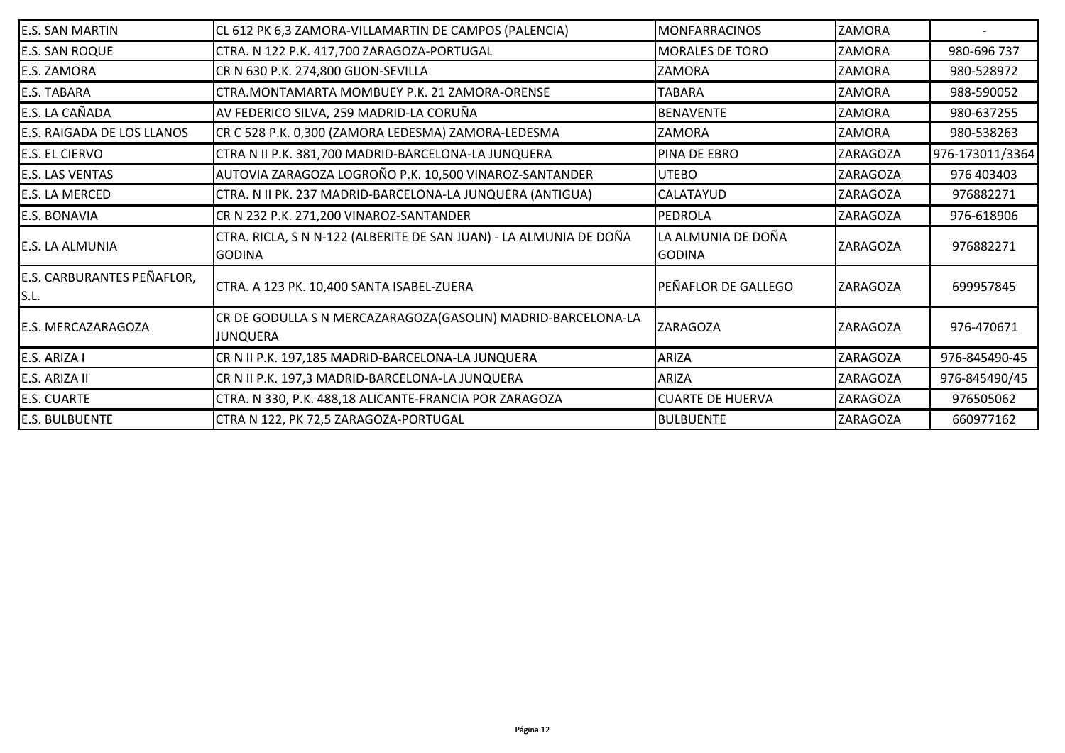| | | | | |
|---|---|---|---|---|
| E.S. SAN MARTIN | CL 612 PK 6,3 ZAMORA-VILLAMARTIN DE CAMPOS (PALENCIA) | MONFARRACINOS | ZAMORA | - |
| E.S. SAN ROQUE | CTRA. N 122 P.K. 417,700 ZARAGOZA-PORTUGAL | MORALES DE TORO | ZAMORA | 980-696 737 |
| E.S. ZAMORA | CR N 630 P.K. 274,800 GIJON-SEVILLA | ZAMORA | ZAMORA | 980-528972 |
| E.S. TABARA | CTRA.MONTAMARTA MOMBUEY P.K. 21 ZAMORA-ORENSE | TABARA | ZAMORA | 988-590052 |
| E.S. LA CAÑADA | AV FEDERICO SILVA, 259 MADRID-LA CORUÑA | BENAVENTE | ZAMORA | 980-637255 |
| E.S. RAIGADA DE LOS LLANOS | CR C 528 P.K. 0,300 (ZAMORA LEDESMA) ZAMORA-LEDESMA | ZAMORA | ZAMORA | 980-538263 |
| E.S. EL CIERVO | CTRA N II P.K. 381,700 MADRID-BARCELONA-LA JUNQUERA | PINA DE EBRO | ZARAGOZA | 976-173011/3364 |
| E.S. LAS VENTAS | AUTOVIA ZARAGOZA LOGROÑO P.K. 10,500 VINAROZ-SANTANDER | UTEBO | ZARAGOZA | 976 403403 |
| E.S. LA MERCED | CTRA. N II PK. 237 MADRID-BARCELONA-LA JUNQUERA (ANTIGUA) | CALATAYUD | ZARAGOZA | 976882271 |
| E.S. BONAVIA | CR N 232 P.K. 271,200 VINAROZ-SANTANDER | PEDROLA | ZARAGOZA | 976-618906 |
| E.S. LA ALMUNIA | CTRA. RICLA, S N N-122 (ALBERITE DE SAN JUAN) - LA ALMUNIA DE DOÑA GODINA | LA ALMUNIA DE DOÑA GODINA | ZARAGOZA | 976882271 |
| E.S. CARBURANTES PEÑAFLOR, S.L. | CTRA. A 123 PK. 10,400 SANTA ISABEL-ZUERA | PEÑAFLOR DE GALLEGO | ZARAGOZA | 699957845 |
| E.S. MERCAZARAGOZA | CR DE GODULLA S N MERCAZARAGOZA(GASOLIN) MADRID-BARCELONA-LA JUNQUERA | ZARAGOZA | ZARAGOZA | 976-470671 |
| E.S. ARIZA I | CR N II P.K. 197,185 MADRID-BARCELONA-LA JUNQUERA | ARIZA | ZARAGOZA | 976-845490-45 |
| E.S. ARIZA II | CR N II P.K. 197,3 MADRID-BARCELONA-LA JUNQUERA | ARIZA | ZARAGOZA | 976-845490/45 |
| E.S. CUARTE | CTRA. N 330, P.K. 488,18 ALICANTE-FRANCIA POR ZARAGOZA | CUARTE DE HUERVA | ZARAGOZA | 976505062 |
| E.S. BULBUENTE | CTRA N 122, PK 72,5 ZARAGOZA-PORTUGAL | BULBUENTE | ZARAGOZA | 660977162 |